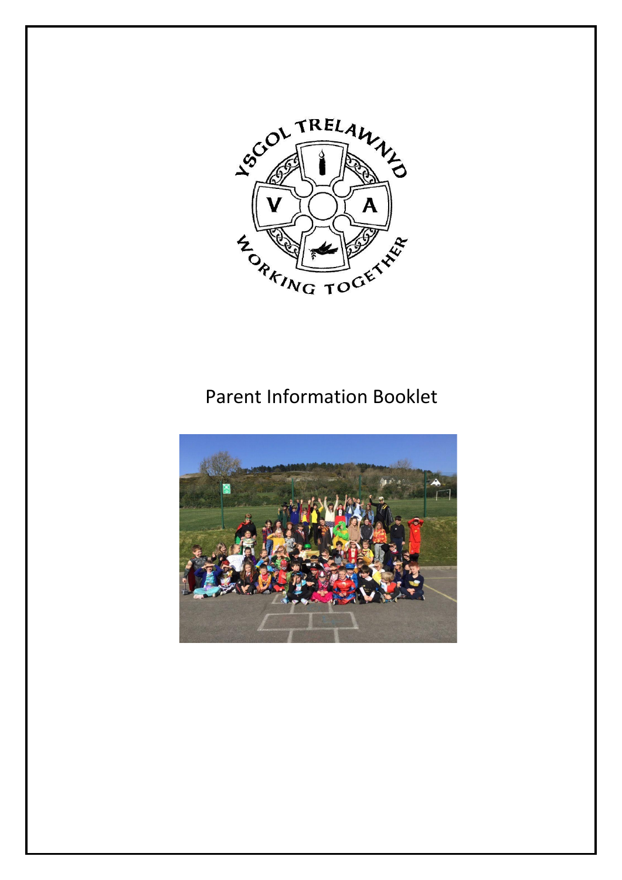# Parent Information Booklet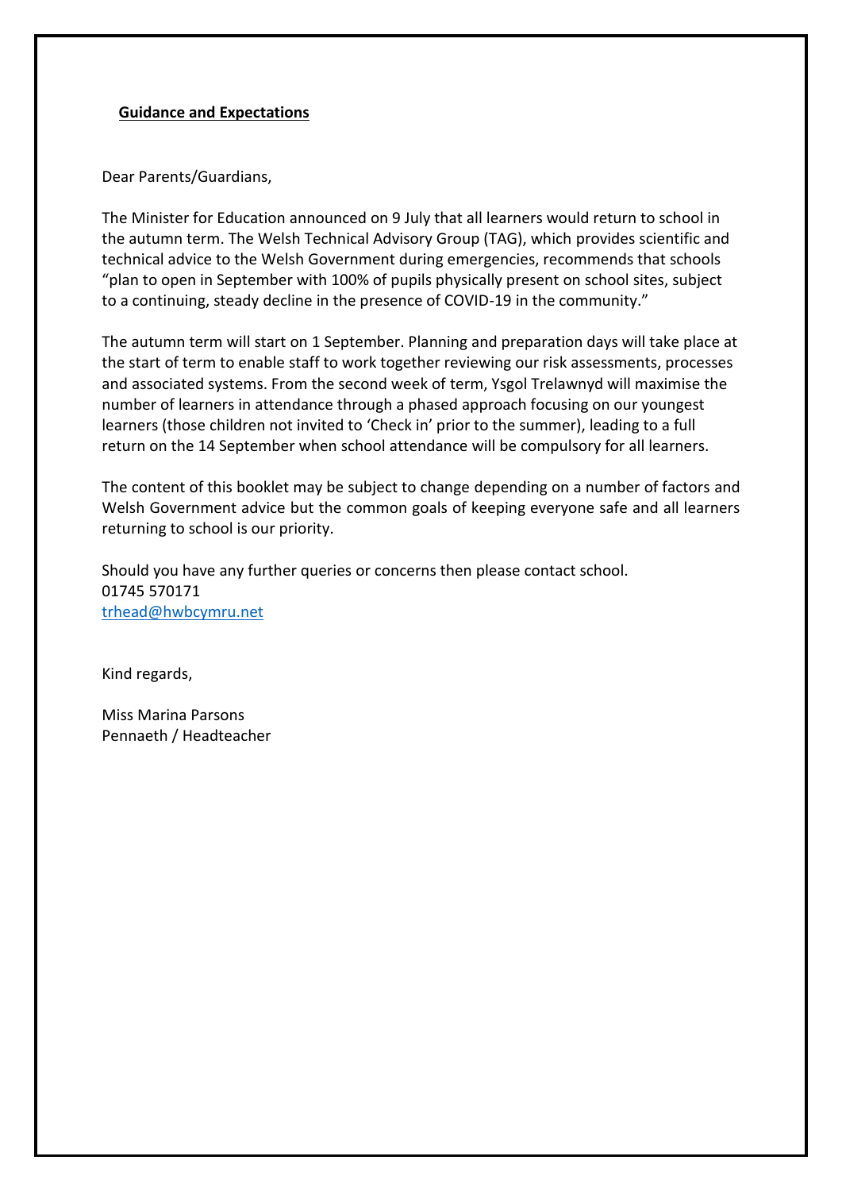**Guidance and Expectations**

Dear Parents/Guardians,

The Minister for Education announced on 9 July that all learners would return to school in the autumn term. The Welsh Technical Advisory Group (TAG), which provides scientific and technical advice to the Welsh Government during emergencies, recommends that schools "plan to open in September with 100% of pupils physically present on school sites, subject to a continuing, steady decline in the presence of COVID-19 in the community."

The autumn term will start on 1 September. Planning and preparation days will take place at the start of term to enable staff to work together reviewing our risk assessments, processes and associated systems. From the second week of term, Ysgol Trelawnyd will maximise the number of learners in attendance through a phased approach focusing on our youngest learners (those children not invited to 'Check in' prior to the summer), leading to a full return on the 14 September when school attendance will be compulsory for all learners.

The content of this booklet may be subject to change depending on a number of factors and Welsh Government advice but the common goals of keeping everyone safe and all learners returning to school is our priority.

Should you have any further queries or concerns then please contact school.
01745 570171
trhead@hwbcymru.net

Kind regards,

Miss Marina Parsons
Pennaeth / Headteacher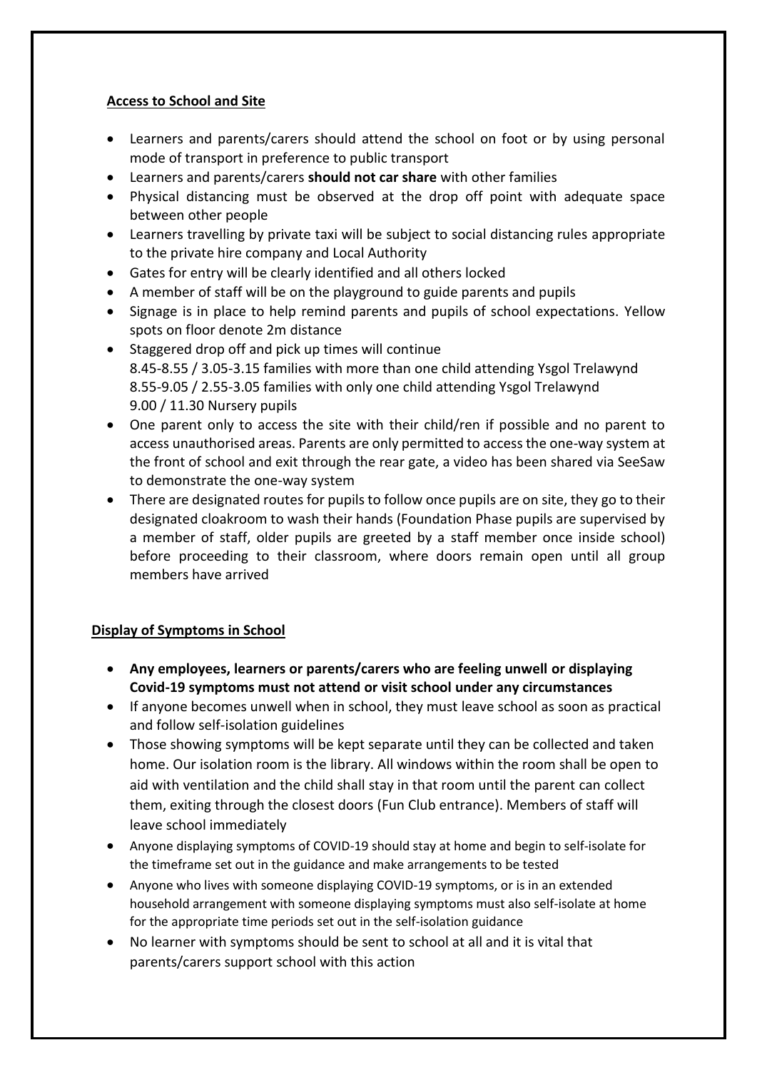**Access to School and Site**

- Learners and parents/carers should attend the school on foot or by using personal mode of transport in preference to public transport
- Learners and parents/carers **should not car share** with other families
- Physical distancing must be observed at the drop off point with adequate space between other people
- Learners travelling by private taxi will be subject to social distancing rules appropriate to the private hire company and Local Authority
- Gates for entry will be clearly identified and all others locked
- A member of staff will be on the playground to guide parents and pupils
- Signage is in place to help remind parents and pupils of school expectations. Yellow spots on floor denote 2m distance
- Staggered drop off and pick up times will continue
  8.45-8.55 / 3.05-3.15 families with more than one child attending Ysgol Trelawynd
  8.55-9.05 / 2.55-3.05 families with only one child attending Ysgol Trelawynd
  9.00 / 11.30 Nursery pupils
- One parent only to access the site with their child/ren if possible and no parent to access unauthorised areas. Parents are only permitted to access the one-way system at the front of school and exit through the rear gate, a video has been shared via SeeSaw to demonstrate the one-way system
- There are designated routes for pupils to follow once pupils are on site, they go to their designated cloakroom to wash their hands (Foundation Phase pupils are supervised by a member of staff, older pupils are greeted by a staff member once inside school) before proceeding to their classroom, where doors remain open until all group members have arrived

**Display of Symptoms in School**

- **Any employees, learners or parents/carers who are feeling unwell or displaying Covid-19 symptoms must not attend or visit school under any circumstances**
- If anyone becomes unwell when in school, they must leave school as soon as practical and follow self-isolation guidelines
- Those showing symptoms will be kept separate until they can be collected and taken home. Our isolation room is the library. All windows within the room shall be open to aid with ventilation and the child shall stay in that room until the parent can collect them, exiting through the closest doors (Fun Club entrance). Members of staff will leave school immediately
- Anyone displaying symptoms of COVID-19 should stay at home and begin to self-isolate for the timeframe set out in the guidance and make arrangements to be tested
- Anyone who lives with someone displaying COVID-19 symptoms, or is in an extended household arrangement with someone displaying symptoms must also self-isolate at home for the appropriate time periods set out in the self-isolation guidance
- No learner with symptoms should be sent to school at all and it is vital that parents/carers support school with this action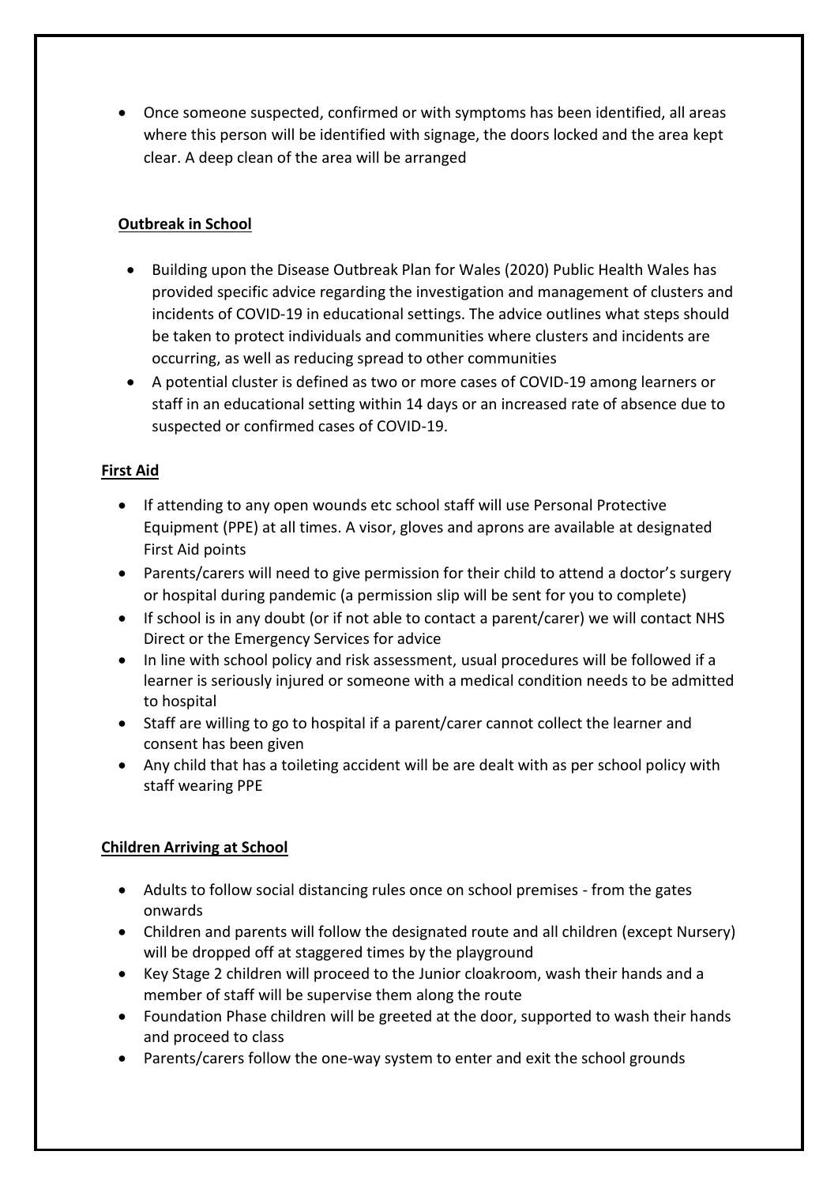- Once someone suspected, confirmed or with symptoms has been identified, all areas where this person will be identified with signage, the doors locked and the area kept clear. A deep clean of the area will be arranged

## Outbreak in School

- Building upon the Disease Outbreak Plan for Wales (2020) Public Health Wales has provided specific advice regarding the investigation and management of clusters and incidents of COVID-19 in educational settings. The advice outlines what steps should be taken to protect individuals and communities where clusters and incidents are occurring, as well as reducing spread to other communities
- A potential cluster is defined as two or more cases of COVID-19 among learners or staff in an educational setting within 14 days or an increased rate of absence due to suspected or confirmed cases of COVID-19.

## First Aid

- If attending to any open wounds etc school staff will use Personal Protective Equipment (PPE) at all times. A visor, gloves and aprons are available at designated First Aid points
- Parents/carers will need to give permission for their child to attend a doctor's surgery or hospital during pandemic (a permission slip will be sent for you to complete)
- If school is in any doubt (or if not able to contact a parent/carer) we will contact NHS Direct or the Emergency Services for advice
- In line with school policy and risk assessment, usual procedures will be followed if a learner is seriously injured or someone with a medical condition needs to be admitted to hospital
- Staff are willing to go to hospital if a parent/carer cannot collect the learner and consent has been given
- Any child that has a toileting accident will be are dealt with as per school policy with staff wearing PPE

## Children Arriving at School

- Adults to follow social distancing rules once on school premises - from the gates onwards
- Children and parents will follow the designated route and all children (except Nursery) will be dropped off at staggered times by the playground
- Key Stage 2 children will proceed to the Junior cloakroom, wash their hands and a member of staff will be supervise them along the route
- Foundation Phase children will be greeted at the door, supported to wash their hands and proceed to class
- Parents/carers follow the one-way system to enter and exit the school grounds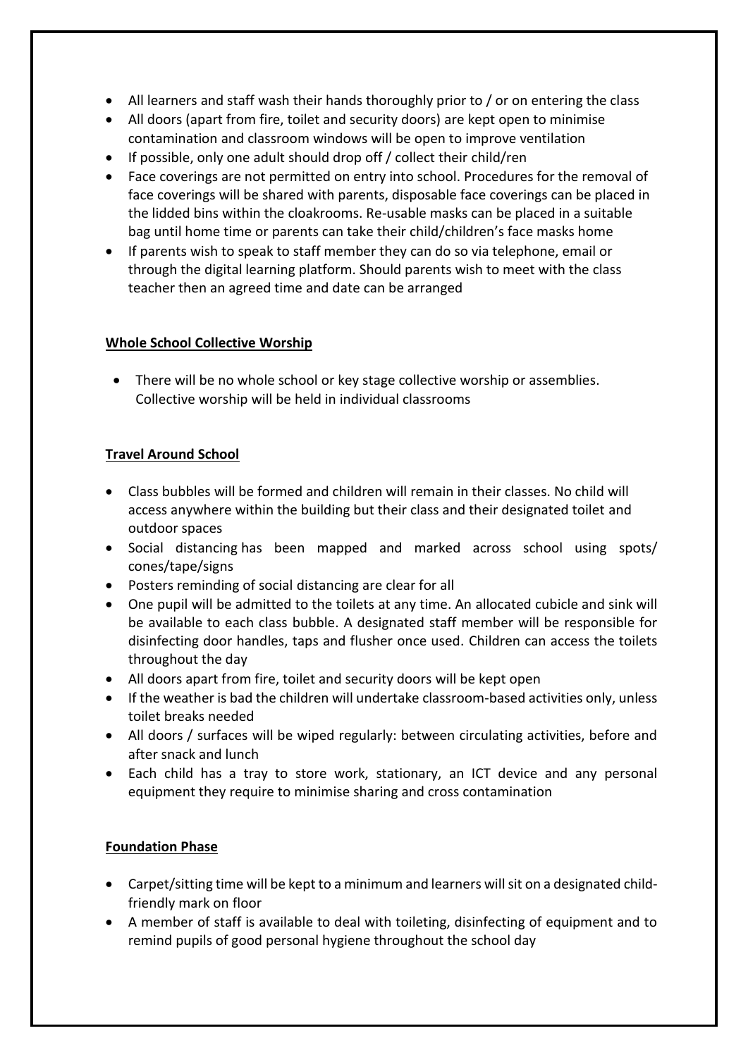- All learners and staff wash their hands thoroughly prior to / or on entering the class
- All doors (apart from fire, toilet and security doors) are kept open to minimise contamination and classroom windows will be open to improve ventilation
- If possible, only one adult should drop off / collect their child/ren
- Face coverings are not permitted on entry into school. Procedures for the removal of face coverings will be shared with parents, disposable face coverings can be placed in the lidded bins within the cloakrooms. Re-usable masks can be placed in a suitable bag until home time or parents can take their child/children's face masks home
- If parents wish to speak to staff member they can do so via telephone, email or through the digital learning platform. Should parents wish to meet with the class teacher then an agreed time and date can be arranged

**Whole School Collective Worship**

- There will be no whole school or key stage collective worship or assemblies. Collective worship will be held in individual classrooms

**Travel Around School**

- Class bubbles will be formed and children will remain in their classes. No child will access anywhere within the building but their class and their designated toilet and outdoor spaces
- Social distancing has been mapped and marked across school using spots/ cones/tape/signs
- Posters reminding of social distancing are clear for all
- One pupil will be admitted to the toilets at any time. An allocated cubicle and sink will be available to each class bubble. A designated staff member will be responsible for disinfecting door handles, taps and flusher once used. Children can access the toilets throughout the day
- All doors apart from fire, toilet and security doors will be kept open
- If the weather is bad the children will undertake classroom-based activities only, unless toilet breaks needed
- All doors / surfaces will be wiped regularly: between circulating activities, before and after snack and lunch
- Each child has a tray to store work, stationary, an ICT device and any personal equipment they require to minimise sharing and cross contamination

**Foundation Phase**

- Carpet/sitting time will be kept to a minimum and learners will sit on a designated child-friendly mark on floor
- A member of staff is available to deal with toileting, disinfecting of equipment and to remind pupils of good personal hygiene throughout the school day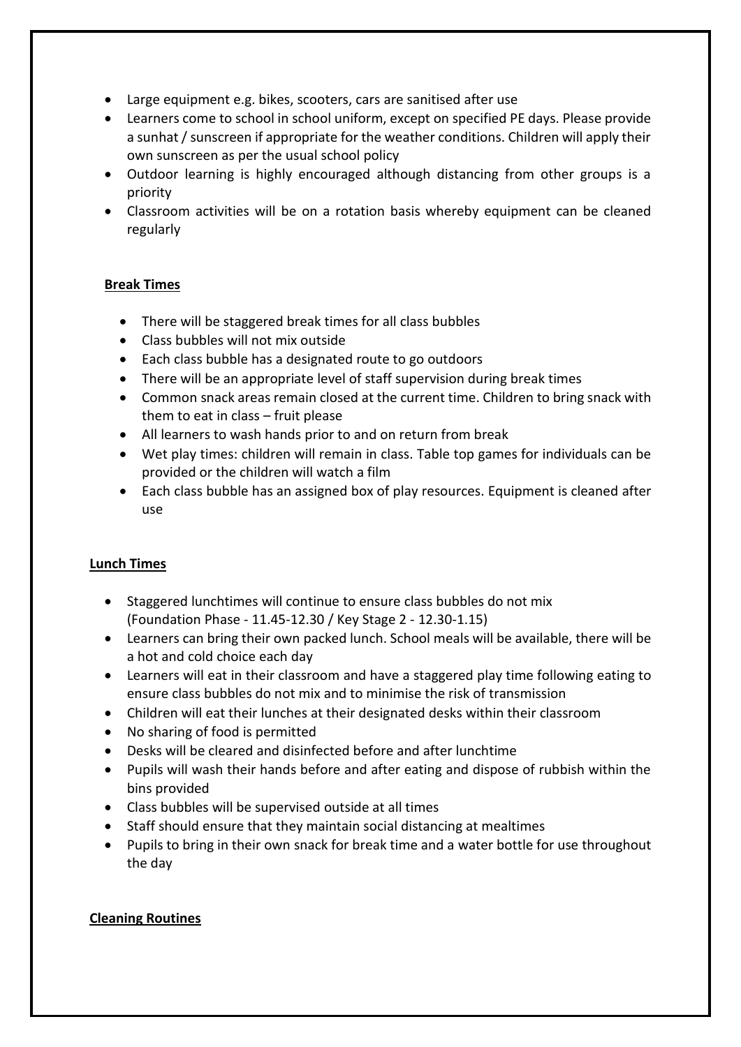- Large equipment e.g. bikes, scooters, cars are sanitised after use
- Learners come to school in school uniform, except on specified PE days. Please provide a sunhat / sunscreen if appropriate for the weather conditions. Children will apply their own sunscreen as per the usual school policy
- Outdoor learning is highly encouraged although distancing from other groups is a priority
- Classroom activities will be on a rotation basis whereby equipment can be cleaned regularly

**Break Times**

- There will be staggered break times for all class bubbles
- Class bubbles will not mix outside
- Each class bubble has a designated route to go outdoors
- There will be an appropriate level of staff supervision during break times
- Common snack areas remain closed at the current time. Children to bring snack with them to eat in class – fruit please
- All learners to wash hands prior to and on return from break
- Wet play times: children will remain in class. Table top games for individuals can be provided or the children will watch a film
- Each class bubble has an assigned box of play resources. Equipment is cleaned after use

**Lunch Times**

- Staggered lunchtimes will continue to ensure class bubbles do not mix (Foundation Phase - 11.45-12.30 / Key Stage 2 - 12.30-1.15)
- Learners can bring their own packed lunch. School meals will be available, there will be a hot and cold choice each day
- Learners will eat in their classroom and have a staggered play time following eating to ensure class bubbles do not mix and to minimise the risk of transmission
- Children will eat their lunches at their designated desks within their classroom
- No sharing of food is permitted
- Desks will be cleared and disinfected before and after lunchtime
- Pupils will wash their hands before and after eating and dispose of rubbish within the bins provided
- Class bubbles will be supervised outside at all times
- Staff should ensure that they maintain social distancing at mealtimes
- Pupils to bring in their own snack for break time and a water bottle for use throughout the day

**Cleaning Routines**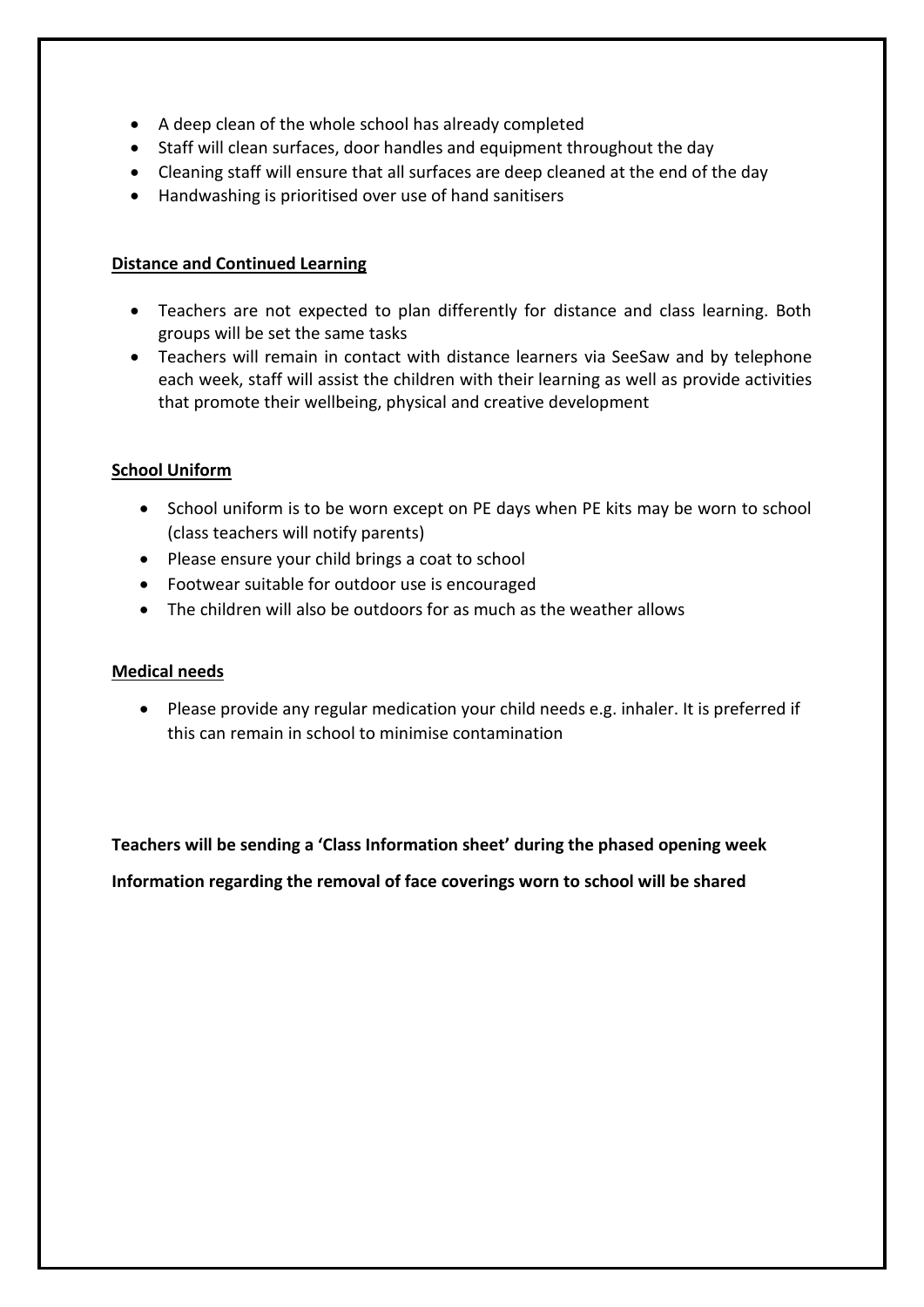- A deep clean of the whole school has already completed
- Staff will clean surfaces, door handles and equipment throughout the day
- Cleaning staff will ensure that all surfaces are deep cleaned at the end of the day
- Handwashing is prioritised over use of hand sanitisers

**Distance and Continued Learning**

- Teachers are not expected to plan differently for distance and class learning. Both groups will be set the same tasks
- Teachers will remain in contact with distance learners via SeeSaw and by telephone each week, staff will assist the children with their learning as well as provide activities that promote their wellbeing, physical and creative development

**School Uniform**

- School uniform is to be worn except on PE days when PE kits may be worn to school (class teachers will notify parents)
- Please ensure your child brings a coat to school
- Footwear suitable for outdoor use is encouraged
- The children will also be outdoors for as much as the weather allows

**Medical needs**

- Please provide any regular medication your child needs e.g. inhaler. It is preferred if this can remain in school to minimise contamination

**Teachers will be sending a 'Class Information sheet' during the phased opening week**

**Information regarding the removal of face coverings worn to school will be shared**